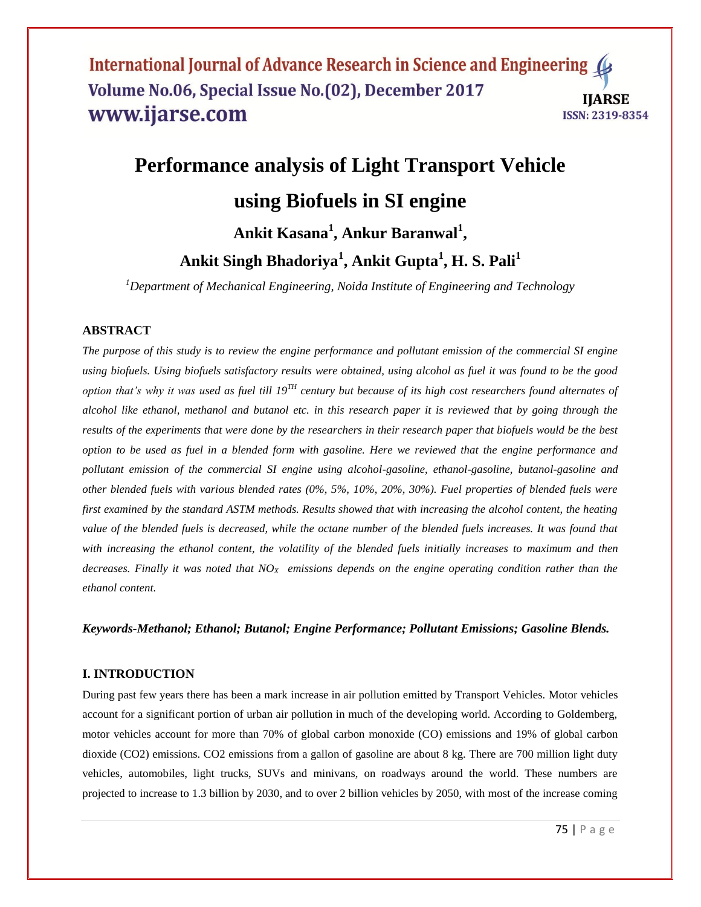# Performance analysis of Light Transport Vehicle using Biofuels in SI engine

**Ankit Kasana[1], Ankur Baranwal[1], Ankit Singh Bhadoriya[1], Ankit Gupta[1], H. S. Pali[1]**

*[1]Department of Mechanical Engineering, Noida Institute of Engineering and Technology*

## ABSTRACT

*The purpose of this study is to review the engine performance and pollutant emission of the commercial SI engine using biofuels. Using biofuels satisfactory results were obtained, using alcohol as fuel it was found to be the good option that's why it was used as fuel till 19$^{TH}$ century but because of its high cost researchers found alternates of alcohol like ethanol, methanol and butanol etc. in this research paper it is reviewed that by going through the results of the experiments that were done by the researchers in their research paper that biofuels would be the best option to be used as fuel in a blended form with gasoline. Here we reviewed that the engine performance and pollutant emission of the commercial SI engine using alcohol-gasoline, ethanol-gasoline, butanol-gasoline and other blended fuels with various blended rates (0%, 5%, 10%, 20%, 30%). Fuel properties of blended fuels were first examined by the standard ASTM methods. Results showed that with increasing the alcohol content, the heating value of the blended fuels is decreased, while the octane number of the blended fuels increases. It was found that with increasing the ethanol content, the volatility of the blended fuels initially increases to maximum and then decreases. Finally it was noted that $NO_X$ emissions depends on the engine operating condition rather than the ethanol content.*

***Keywords-Methanol; Ethanol; Butanol; Engine Performance; Pollutant Emissions; Gasoline Blends.***

## I. INTRODUCTION

During past few years there has been a mark increase in air pollution emitted by Transport Vehicles. Motor vehicles account for a significant portion of urban air pollution in much of the developing world. According to Goldemberg, motor vehicles account for more than 70% of global carbon monoxide (CO) emissions and 19% of global carbon dioxide (CO2) emissions. CO2 emissions from a gallon of gasoline are about 8 kg. There are 700 million light duty vehicles, automobiles, light trucks, SUVs and minivans, on roadways around the world. These numbers are projected to increase to 1.3 billion by 2030, and to over 2 billion vehicles by 2050, with most of the increase coming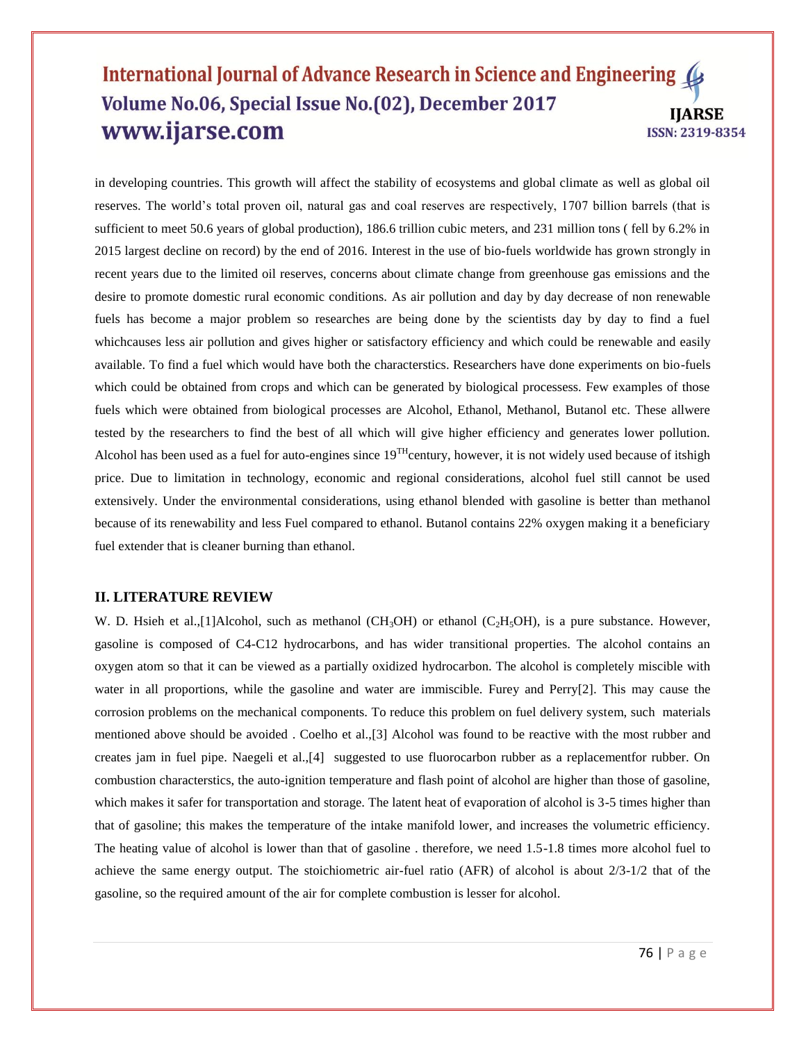in developing countries. This growth will affect the stability of ecosystems and global climate as well as global oil reserves. The world's total proven oil, natural gas and coal reserves are respectively, 1707 billion barrels (that is sufficient to meet 50.6 years of global production), 186.6 trillion cubic meters, and 231 million tons ( fell by 6.2% in 2015 largest decline on record) by the end of 2016. Interest in the use of bio-fuels worldwide has grown strongly in recent years due to the limited oil reserves, concerns about climate change from greenhouse gas emissions and the desire to promote domestic rural economic conditions. As air pollution and day by day decrease of non renewable fuels has become a major problem so researches are being done by the scientists day by day to find a fuel whichcauses less air pollution and gives higher or satisfactory efficiency and which could be renewable and easily available. To find a fuel which would have both the characterstics. Researchers have done experiments on bio-fuels which could be obtained from crops and which can be generated by biological processess. Few examples of those fuels which were obtained from biological processes are Alcohol, Ethanol, Methanol, Butanol etc. These allwere tested by the researchers to find the best of all which will give higher efficiency and generates lower pollution. Alcohol has been used as a fuel for auto-engines since $19^{TH}$century, however, it is not widely used because of itshigh price. Due to limitation in technology, economic and regional considerations, alcohol fuel still cannot be used extensively. Under the environmental considerations, using ethanol blended with gasoline is better than methanol because of its renewability and less Fuel compared to ethanol. Butanol contains 22% oxygen making it a beneficiary fuel extender that is cleaner burning than ethanol.

## II. LITERATURE REVIEW

W. D. Hsieh et al.,[1]Alcohol, such as methanol ($CH_3OH$) or ethanol ($C_2H_5OH$), is a pure substance. However, gasoline is composed of C4-C12 hydrocarbons, and has wider transitional properties. The alcohol contains an oxygen atom so that it can be viewed as a partially oxidized hydrocarbon. The alcohol is completely miscible with water in all proportions, while the gasoline and water are immiscible. Furey and Perry[2]. This may cause the corrosion problems on the mechanical components. To reduce this problem on fuel delivery system, such materials mentioned above should be avoided . Coelho et al.,[3] Alcohol was found to be reactive with the most rubber and creates jam in fuel pipe. Naegeli et al.,[4] suggested to use fluorocarbon rubber as a replacementfor rubber. On combustion characterstics, the auto-ignition temperature and flash point of alcohol are higher than those of gasoline, which makes it safer for transportation and storage. The latent heat of evaporation of alcohol is 3-5 times higher than that of gasoline; this makes the temperature of the intake manifold lower, and increases the volumetric efficiency. The heating value of alcohol is lower than that of gasoline . therefore, we need 1.5-1.8 times more alcohol fuel to achieve the same energy output. The stoichiometric air-fuel ratio (AFR) of alcohol is about 2/3-1/2 that of the gasoline, so the required amount of the air for complete combustion is lesser for alcohol.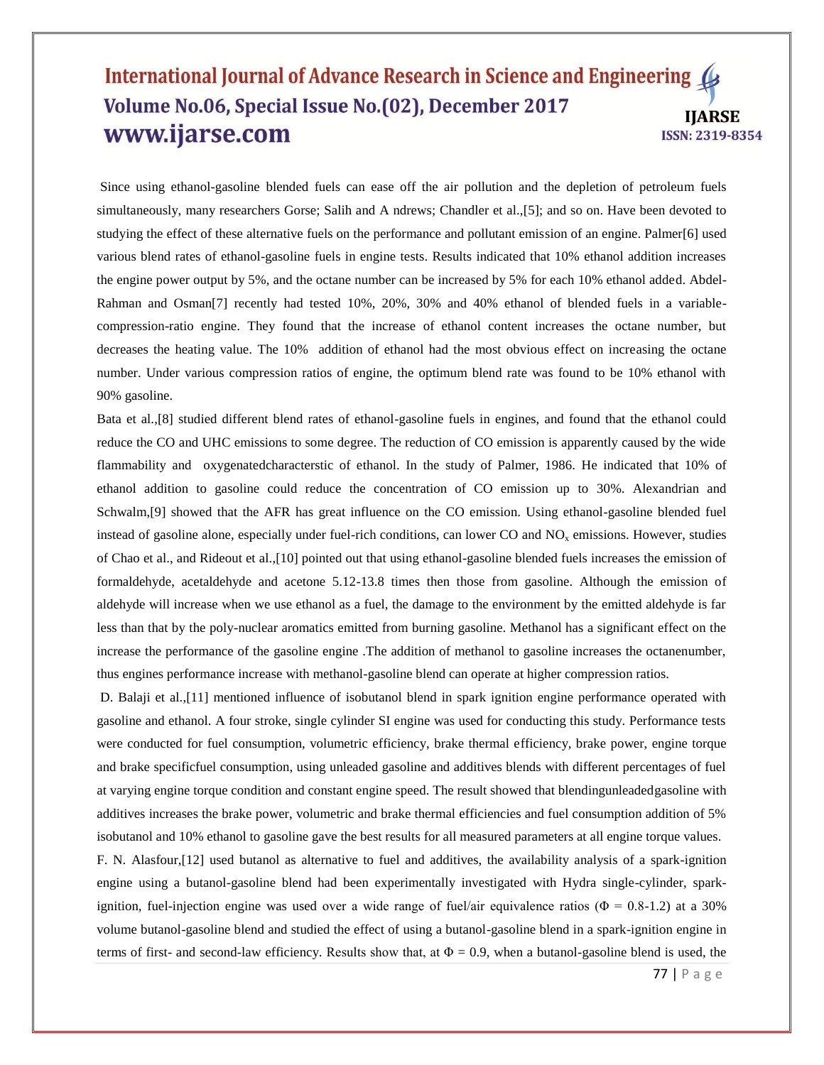Since using ethanol-gasoline blended fuels can ease off the air pollution and the depletion of petroleum fuels simultaneously, many researchers Gorse; Salih and A ndrews; Chandler et al.,[5]; and so on. Have been devoted to studying the effect of these alternative fuels on the performance and pollutant emission of an engine. Palmer[6] used various blend rates of ethanol-gasoline fuels in engine tests. Results indicated that 10% ethanol addition increases the engine power output by 5%, and the octane number can be increased by 5% for each 10% ethanol added. Abdel-Rahman and Osman[7] recently had tested 10%, 20%, 30% and 40% ethanol of blended fuels in a variable-compression-ratio engine. They found that the increase of ethanol content increases the octane number, but decreases the heating value. The 10% addition of ethanol had the most obvious effect on increasing the octane number. Under various compression ratios of engine, the optimum blend rate was found to be 10% ethanol with 90% gasoline.

Bata et al.,[8] studied different blend rates of ethanol-gasoline fuels in engines, and found that the ethanol could reduce the CO and UHC emissions to some degree. The reduction of CO emission is apparently caused by the wide flammability and oxygenatedcharacterstic of ethanol. In the study of Palmer, 1986. He indicated that 10% of ethanol addition to gasoline could reduce the concentration of CO emission up to 30%. Alexandrian and Schwalm,[9] showed that the AFR has great influence on the CO emission. Using ethanol-gasoline blended fuel instead of gasoline alone, especially under fuel-rich conditions, can lower CO and $NO_x$ emissions. However, studies of Chao et al., and Rideout et al.,[10] pointed out that using ethanol-gasoline blended fuels increases the emission of formaldehyde, acetaldehyde and acetone 5.12-13.8 times then those from gasoline. Although the emission of aldehyde will increase when we use ethanol as a fuel, the damage to the environment by the emitted aldehyde is far less than that by the poly-nuclear aromatics emitted from burning gasoline. Methanol has a significant effect on the increase the performance of the gasoline engine .The addition of methanol to gasoline increases the octanenumber, thus engines performance increase with methanol-gasoline blend can operate at higher compression ratios.

D. Balaji et al.,[11] mentioned influence of isobutanol blend in spark ignition engine performance operated with gasoline and ethanol. A four stroke, single cylinder SI engine was used for conducting this study. Performance tests were conducted for fuel consumption, volumetric efficiency, brake thermal efficiency, brake power, engine torque and brake specificfuel consumption, using unleaded gasoline and additives blends with different percentages of fuel at varying engine torque condition and constant engine speed. The result showed that blendingunleadedgasoline with additives increases the brake power, volumetric and brake thermal efficiencies and fuel consumption addition of 5% isobutanol and 10% ethanol to gasoline gave the best results for all measured parameters at all engine torque values.

F. N. Alasfour,[12] used butanol as alternative to fuel and additives, the availability analysis of a spark-ignition engine using a butanol-gasoline blend had been experimentally investigated with Hydra single-cylinder, spark-ignition, fuel-injection engine was used over a wide range of fuel/air equivalence ratios ($\Phi$ = 0.8-1.2) at a 30% volume butanol-gasoline blend and studied the effect of using a butanol-gasoline blend in a spark-ignition engine in terms of first- and second-law efficiency. Results show that, at $\Phi$ = 0.9, when a butanol-gasoline blend is used, the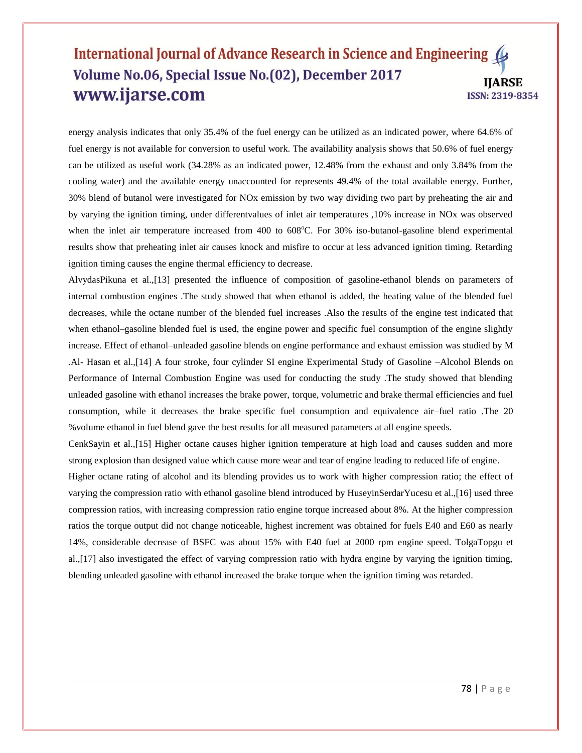energy analysis indicates that only 35.4% of the fuel energy can be utilized as an indicated power, where 64.6% of fuel energy is not available for conversion to useful work. The availability analysis shows that 50.6% of fuel energy can be utilized as useful work (34.28% as an indicated power, 12.48% from the exhaust and only 3.84% from the cooling water) and the available energy unaccounted for represents 49.4% of the total available energy. Further, 30% blend of butanol were investigated for NOx emission by two way dividing two part by preheating the air and by varying the ignition timing, under differentvalues of inlet air temperatures ,10% increase in NOx was observed when the inlet air temperature increased from 400 to 608$^{o}$C. For 30% iso-butanol-gasoline blend experimental results show that preheating inlet air causes knock and misfire to occur at less advanced ignition timing. Retarding ignition timing causes the engine thermal efficiency to decrease.

AlvydasPikuna et al.,[13] presented the influence of composition of gasoline-ethanol blends on parameters of internal combustion engines .The study showed that when ethanol is added, the heating value of the blended fuel decreases, while the octane number of the blended fuel increases .Also the results of the engine test indicated that when ethanol–gasoline blended fuel is used, the engine power and specific fuel consumption of the engine slightly increase. Effect of ethanol–unleaded gasoline blends on engine performance and exhaust emission was studied by M .Al- Hasan et al.,[14] A four stroke, four cylinder SI engine Experimental Study of Gasoline –Alcohol Blends on Performance of Internal Combustion Engine was used for conducting the study .The study showed that blending unleaded gasoline with ethanol increases the brake power, torque, volumetric and brake thermal efficiencies and fuel consumption, while it decreases the brake specific fuel consumption and equivalence air–fuel ratio .The 20 %volume ethanol in fuel blend gave the best results for all measured parameters at all engine speeds.

CenkSayin et al.,[15] Higher octane causes higher ignition temperature at high load and causes sudden and more strong explosion than designed value which cause more wear and tear of engine leading to reduced life of engine.

Higher octane rating of alcohol and its blending provides us to work with higher compression ratio; the effect of varying the compression ratio with ethanol gasoline blend introduced by HuseyinSerdarYucesu et al.,[16] used three compression ratios, with increasing compression ratio engine torque increased about 8%. At the higher compression ratios the torque output did not change noticeable, highest increment was obtained for fuels E40 and E60 as nearly 14%, considerable decrease of BSFC was about 15% with E40 fuel at 2000 rpm engine speed. TolgaTopgu et al.,[17] also investigated the effect of varying compression ratio with hydra engine by varying the ignition timing, blending unleaded gasoline with ethanol increased the brake torque when the ignition timing was retarded.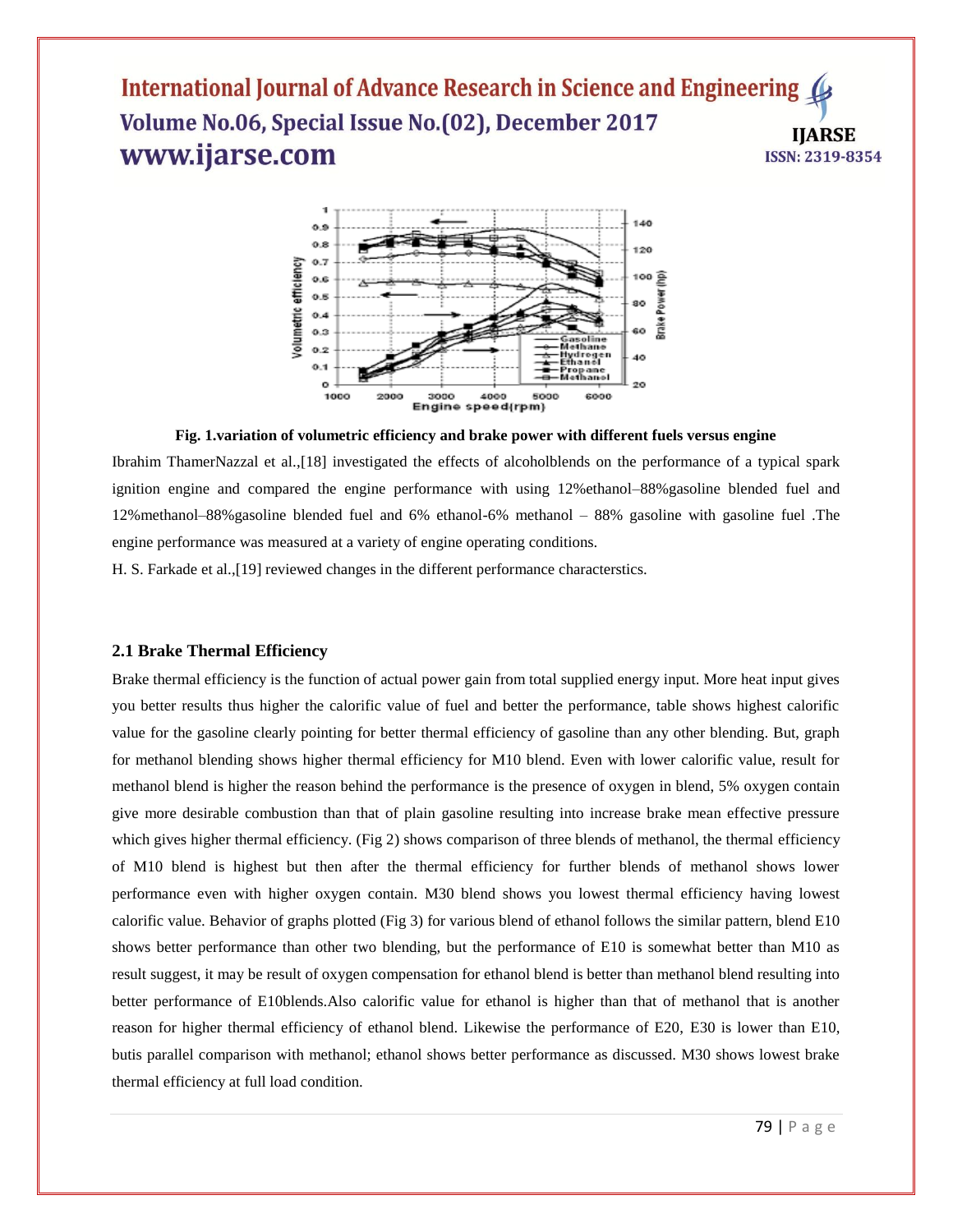Fig. 1.variation of volumetric efficiency and brake power with different fuels versus engine

Ibrahim ThamerNazzal et al.,[18] investigated the effects of alcoholblends on the performance of a typical spark ignition engine and compared the engine performance with using 12%ethanol–88%gasoline blended fuel and 12%methanol–88%gasoline blended fuel and 6% ethanol-6% methanol – 88% gasoline with gasoline fuel .The engine performance was measured at a variety of engine operating conditions.

H. S. Farkade et al.,[19] reviewed changes in the different performance characterstics.

### 2.1 Brake Thermal Efficiency

Brake thermal efficiency is the function of actual power gain from total supplied energy input. More heat input gives you better results thus higher the calorific value of fuel and better the performance, table shows highest calorific value for the gasoline clearly pointing for better thermal efficiency of gasoline than any other blending. But, graph for methanol blending shows higher thermal efficiency for M10 blend. Even with lower calorific value, result for methanol blend is higher the reason behind the performance is the presence of oxygen in blend, 5% oxygen contain give more desirable combustion than that of plain gasoline resulting into increase brake mean effective pressure which gives higher thermal efficiency. (Fig 2) shows comparison of three blends of methanol, the thermal efficiency of M10 blend is highest but then after the thermal efficiency for further blends of methanol shows lower performance even with higher oxygen contain. M30 blend shows you lowest thermal efficiency having lowest calorific value. Behavior of graphs plotted (Fig 3) for various blend of ethanol follows the similar pattern, blend E10 shows better performance than other two blending, but the performance of E10 is somewhat better than M10 as result suggest, it may be result of oxygen compensation for ethanol blend is better than methanol blend resulting into better performance of E10blends.Also calorific value for ethanol is higher than that of methanol that is another reason for higher thermal efficiency of ethanol blend. Likewise the performance of E20, E30 is lower than E10, butis parallel comparison with methanol; ethanol shows better performance as discussed. M30 shows lowest brake thermal efficiency at full load condition.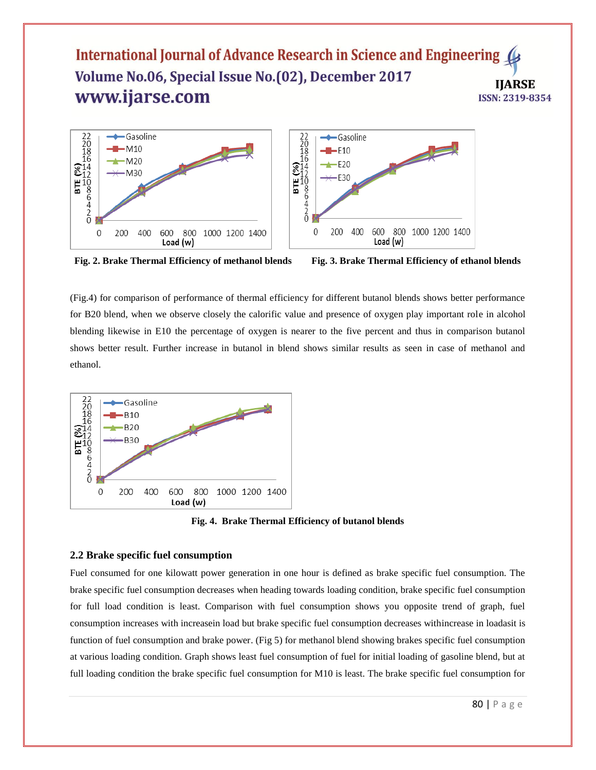Fig. 2. Brake Thermal Efficiency of methanol blends

Fig. 3. Brake Thermal Efficiency of ethanol blends

(Fig.4) for comparison of performance of thermal efficiency for different butanol blends shows better performance for B20 blend, when we observe closely the calorific value and presence of oxygen play important role in alcohol blending likewise in E10 the percentage of oxygen is nearer to the five percent and thus in comparison butanol shows better result. Further increase in butanol in blend shows similar results as seen in case of methanol and ethanol.

Fig. 4. Brake Thermal Efficiency of butanol blends

### 2.2 Brake specific fuel consumption

Fuel consumed for one kilowatt power generation in one hour is defined as brake specific fuel consumption. The brake specific fuel consumption decreases when heading towards loading condition, brake specific fuel consumption for full load condition is least. Comparison with fuel consumption shows you opposite trend of graph, fuel consumption increases with increasein load but brake specific fuel consumption decreases withincrease in loadasit is function of fuel consumption and brake power. (Fig 5) for methanol blend showing brakes specific fuel consumption at various loading condition. Graph shows least fuel consumption of fuel for initial loading of gasoline blend, but at full loading condition the brake specific fuel consumption for M10 is least. The brake specific fuel consumption for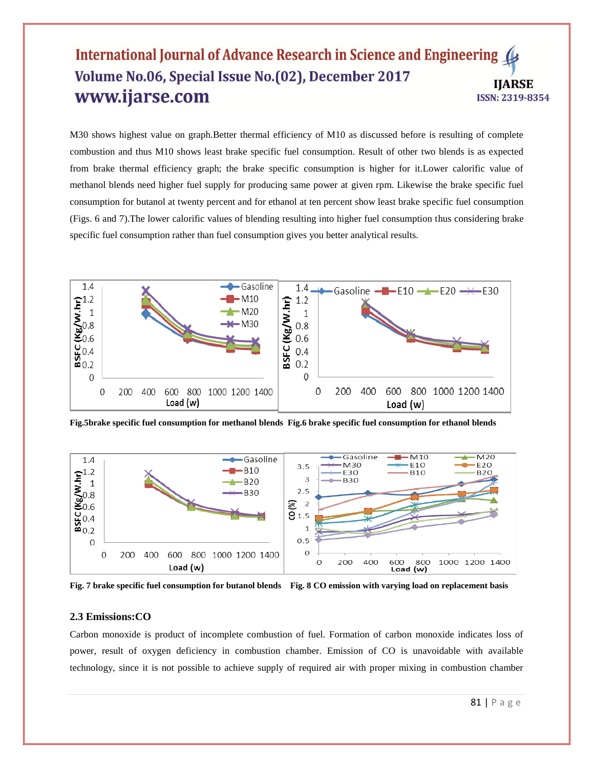M30 shows highest value on graph.Better thermal efficiency of M10 as discussed before is resulting of complete combustion and thus M10 shows least brake specific fuel consumption. Result of other two blends is as expected from brake thermal efficiency graph; the brake specific consumption is higher for it.Lower calorific value of methanol blends need higher fuel supply for producing same power at given rpm. Likewise the brake specific fuel consumption for butanol at twenty percent and for ethanol at ten percent show least brake specific fuel consumption (Figs. 6 and 7).The lower calorific values of blending resulting into higher fuel consumption thus considering brake specific fuel consumption rather than fuel consumption gives you better analytical results.

**Fig.5brake specific fuel consumption for methanol blends**

**Fig.6 brake specific fuel consumption for ethanol blends**

**Fig. 7 brake specific fuel consumption for butanol blends**

**Fig. 8 CO emission with varying load on replacement basis**

## 2.3 Emissions:CO

Carbon monoxide is product of incomplete combustion of fuel. Formation of carbon monoxide indicates loss of power, result of oxygen deficiency in combustion chamber. Emission of CO is unavoidable with available technology, since it is not possible to achieve supply of required air with proper mixing in combustion chamber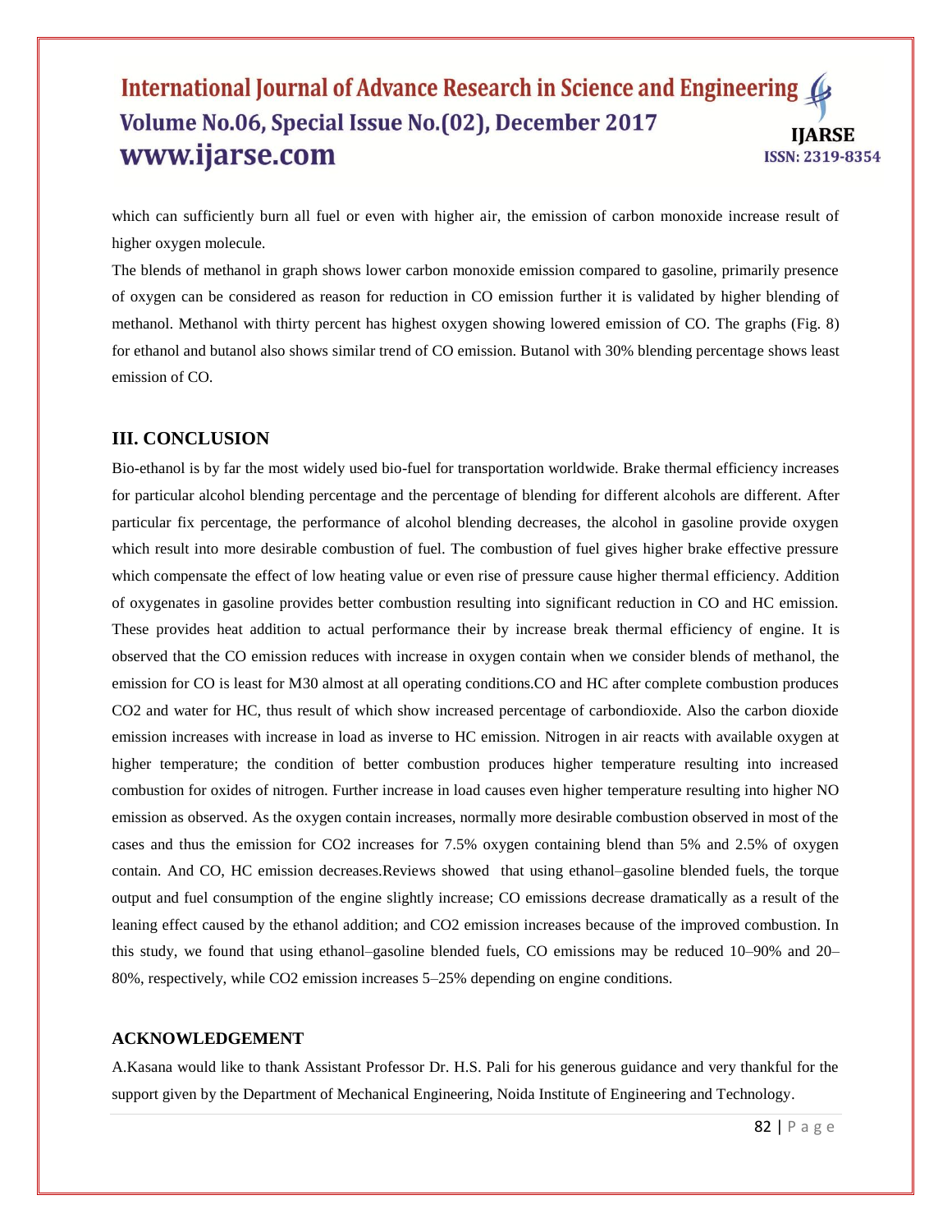which can sufficiently burn all fuel or even with higher air, the emission of carbon monoxide increase result of higher oxygen molecule.

The blends of methanol in graph shows lower carbon monoxide emission compared to gasoline, primarily presence of oxygen can be considered as reason for reduction in CO emission further it is validated by higher blending of methanol. Methanol with thirty percent has highest oxygen showing lowered emission of CO. The graphs (Fig. 8) for ethanol and butanol also shows similar trend of CO emission. Butanol with 30% blending percentage shows least emission of CO.

## III. CONCLUSION

Bio-ethanol is by far the most widely used bio-fuel for transportation worldwide. Brake thermal efficiency increases for particular alcohol blending percentage and the percentage of blending for different alcohols are different. After particular fix percentage, the performance of alcohol blending decreases, the alcohol in gasoline provide oxygen which result into more desirable combustion of fuel. The combustion of fuel gives higher brake effective pressure which compensate the effect of low heating value or even rise of pressure cause higher thermal efficiency. Addition of oxygenates in gasoline provides better combustion resulting into significant reduction in CO and HC emission. These provides heat addition to actual performance their by increase break thermal efficiency of engine. It is observed that the CO emission reduces with increase in oxygen contain when we consider blends of methanol, the emission for CO is least for M30 almost at all operating conditions.CO and HC after complete combustion produces $CO_2$ and water for HC, thus result of which show increased percentage of carbondioxide. Also the carbon dioxide emission increases with increase in load as inverse to HC emission. Nitrogen in air reacts with available oxygen at higher temperature; the condition of better combustion produces higher temperature resulting into increased combustion for oxides of nitrogen. Further increase in load causes even higher temperature resulting into higher NO emission as observed. As the oxygen contain increases, normally more desirable combustion observed in most of the cases and thus the emission for $CO_2$ increases for 7.5% oxygen containing blend than 5% and 2.5% of oxygen contain. And CO, HC emission decreases.Reviews showed that using ethanol–gasoline blended fuels, the torque output and fuel consumption of the engine slightly increase; CO emissions decrease dramatically as a result of the leaning effect caused by the ethanol addition; and $CO_2$ emission increases because of the improved combustion. In this study, we found that using ethanol–gasoline blended fuels, CO emissions may be reduced 10–90% and 20–80%, respectively, while $CO_2$ emission increases 5–25% depending on engine conditions.

### ACKNOWLEDGEMENT

A.Kasana would like to thank Assistant Professor Dr. H.S. Pali for his generous guidance and very thankful for the support given by the Department of Mechanical Engineering, Noida Institute of Engineering and Technology.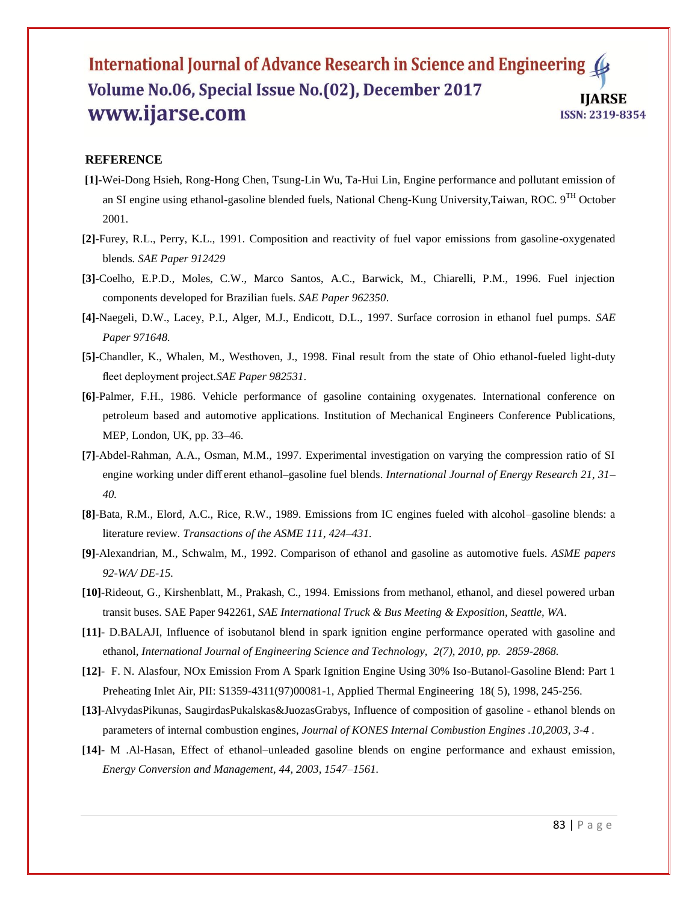## REFERENCE

**[1]**-Wei-Dong Hsieh, Rong-Hong Chen, Tsung-Lin Wu, Ta-Hui Lin, Engine performance and pollutant emission of an SI engine using ethanol-gasoline blended fuels, National Cheng-Kung University,Taiwan, ROC. 9TH October 2001.

**[2]**-Furey, R.L., Perry, K.L., 1991. Composition and reactivity of fuel vapor emissions from gasoline-oxygenated blends. *SAE Paper 912429*

**[3]**-Coelho, E.P.D., Moles, C.W., Marco Santos, A.C., Barwick, M., Chiarelli, P.M., 1996. Fuel injection components developed for Brazilian fuels. *SAE Paper 962350*.

**[4]**-Naegeli, D.W., Lacey, P.I., Alger, M.J., Endicott, D.L., 1997. Surface corrosion in ethanol fuel pumps. *SAE Paper 971648.*

**[5]**-Chandler, K., Whalen, M., Westhoven, J., 1998. Final result from the state of Ohio ethanol-fueled light-duty fleet deployment project.*SAE Paper 982531*.

**[6]**-Palmer, F.H., 1986. Vehicle performance of gasoline containing oxygenates. International conference on petroleum based and automotive applications. Institution of Mechanical Engineers Conference Publications, MEP, London, UK, pp. 33–46.

**[7]**-Abdel-Rahman, A.A., Osman, M.M., 1997. Experimental investigation on varying the compression ratio of SI engine working under diff erent ethanol–gasoline fuel blends. *International Journal of Energy Research 21, 31–40.*

**[8]**-Bata, R.M., Elord, A.C., Rice, R.W., 1989. Emissions from IC engines fueled with alcohol–gasoline blends: a literature review. *Transactions of the ASME 111, 424–431.*

**[9]**-Alexandrian, M., Schwalm, M., 1992. Comparison of ethanol and gasoline as automotive fuels. *ASME papers 92-WA/ DE-15.*

**[10]**-Rideout, G., Kirshenblatt, M., Prakash, C., 1994. Emissions from methanol, ethanol, and diesel powered urban transit buses. SAE Paper 942261, *SAE International Truck & Bus Meeting & Exposition, Seattle, WA*.

**[11]**- D.BALAJI, Influence of isobutanol blend in spark ignition engine performance operated with gasoline and ethanol, *International Journal of Engineering Science and Technology, 2(7), 2010, pp. 2859-2868.*

**[12]**- F. N. Alasfour, NOx Emission From A Spark Ignition Engine Using 30% Iso-Butanol-Gasoline Blend: Part 1 Preheating Inlet Air, PII: S1359-4311(97)00081-1, Applied Thermal Engineering 18( 5), 1998, 245-256.

**[13]**-AlvydasPikunas, SaugirdasPukalskas&JuozasGrabys, Influence of composition of gasoline - ethanol blends on parameters of internal combustion engines, *Journal of KONES Internal Combustion Engines .10,2003, 3-4* .

**[14]**- M .Al-Hasan, Effect of ethanol–unleaded gasoline blends on engine performance and exhaust emission, *Energy Conversion and Management, 44, 2003, 1547–1561.*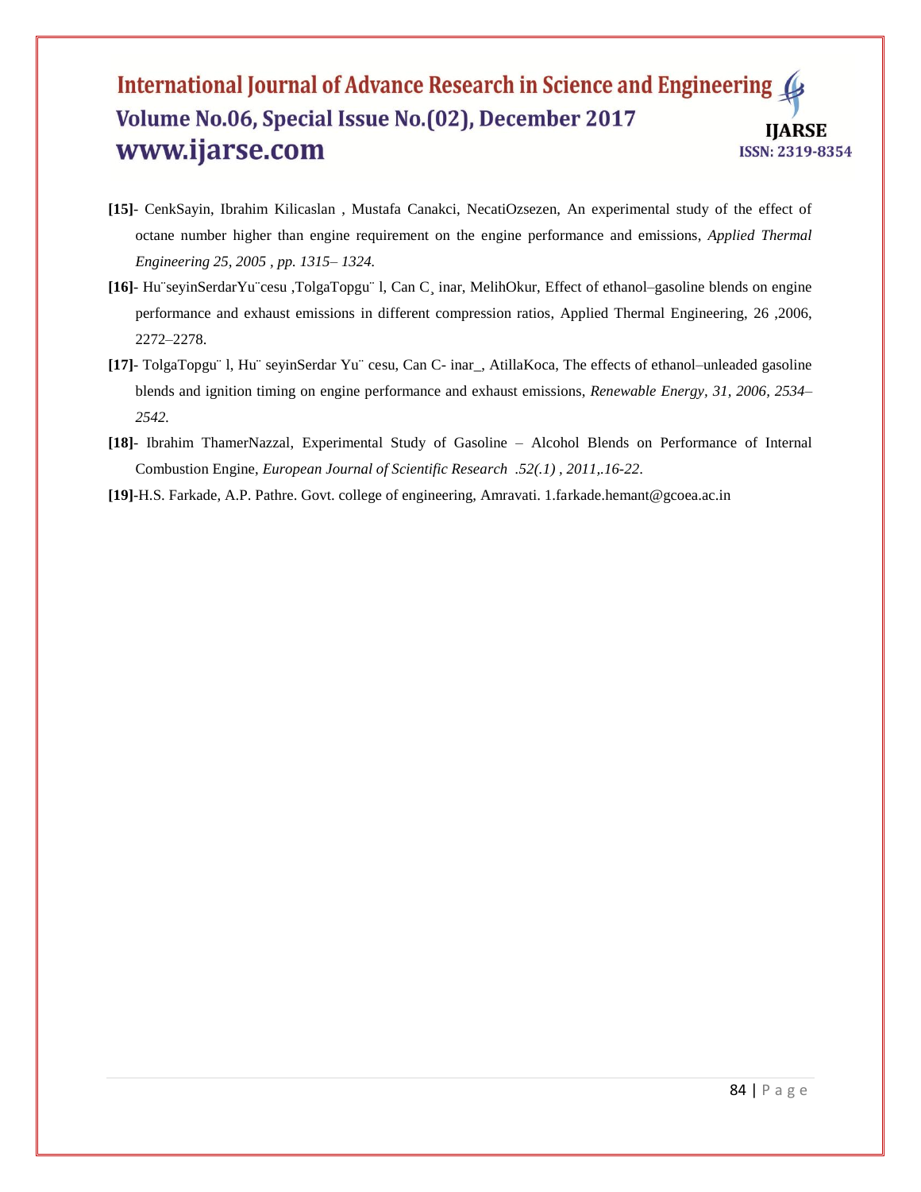**[15]**- CenkSayin, Ibrahim Kilicaslan , Mustafa Canakci, NecatiOzsezen, An experimental study of the effect of octane number higher than engine requirement on the engine performance and emissions, *Applied Thermal Engineering 25, 2005 , pp. 1315– 1324.*

**[16]**- Hu¨seyinSerdarYu¨cesu ,TolgaTopgu¨ l, Can C¸ inar, MelihOkur, Effect of ethanol–gasoline blends on engine performance and exhaust emissions in different compression ratios, Applied Thermal Engineering, 26 ,2006, 2272–2278.

**[17]**- TolgaTopgu¨ l, Hu¨ seyinSerdar Yu¨ cesu, Can C- inar_, AtillaKoca, The effects of ethanol–unleaded gasoline blends and ignition timing on engine performance and exhaust emissions, *Renewable Energy, 31, 2006, 2534–2542.*

**[18]**- Ibrahim ThamerNazzal, Experimental Study of Gasoline – Alcohol Blends on Performance of Internal Combustion Engine, *European Journal of Scientific Research .52(.1) , 2011,.16-22*.

**[19]**-H.S. Farkade, A.P. Pathre. Govt. college of engineering, Amravati. 1.farkade.hemant@gcoea.ac.in